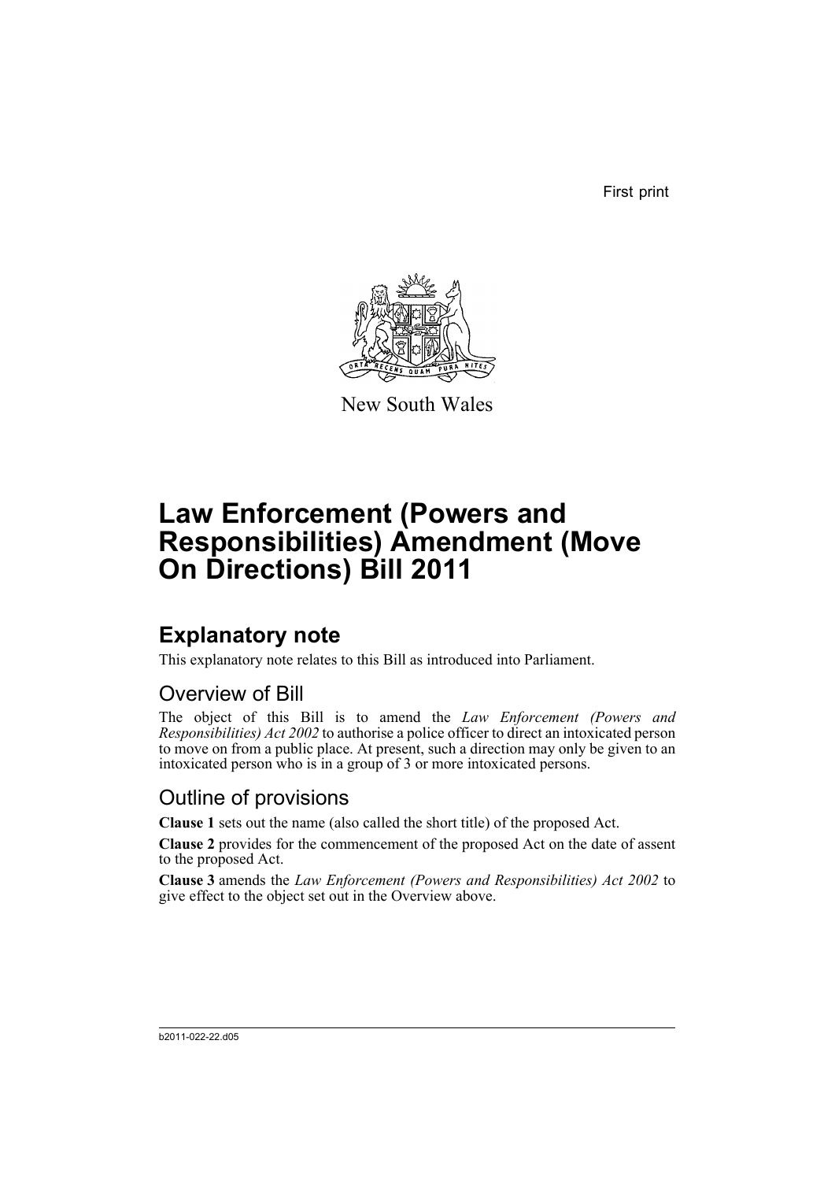First print

New South Wales

# Law Enforcement (Powers and Responsibilities) Amendment (Move On Directions) Bill 2011

## Explanatory note

This explanatory note relates to this Bill as introduced into Parliament.

### Overview of Bill

The object of this Bill is to amend the *Law Enforcement (Powers and Responsibilities) Act 2002* to authorise a police officer to direct an intoxicated person to move on from a public place. At present, such a direction may only be given to an intoxicated person who is in a group of 3 or more intoxicated persons.

### Outline of provisions

**Clause 1** sets out the name (also called the short title) of the proposed Act.

**Clause 2** provides for the commencement of the proposed Act on the date of assent to the proposed Act.

**Clause 3** amends the *Law Enforcement (Powers and Responsibilities) Act 2002* to give effect to the object set out in the Overview above.

b2011-022-22.d05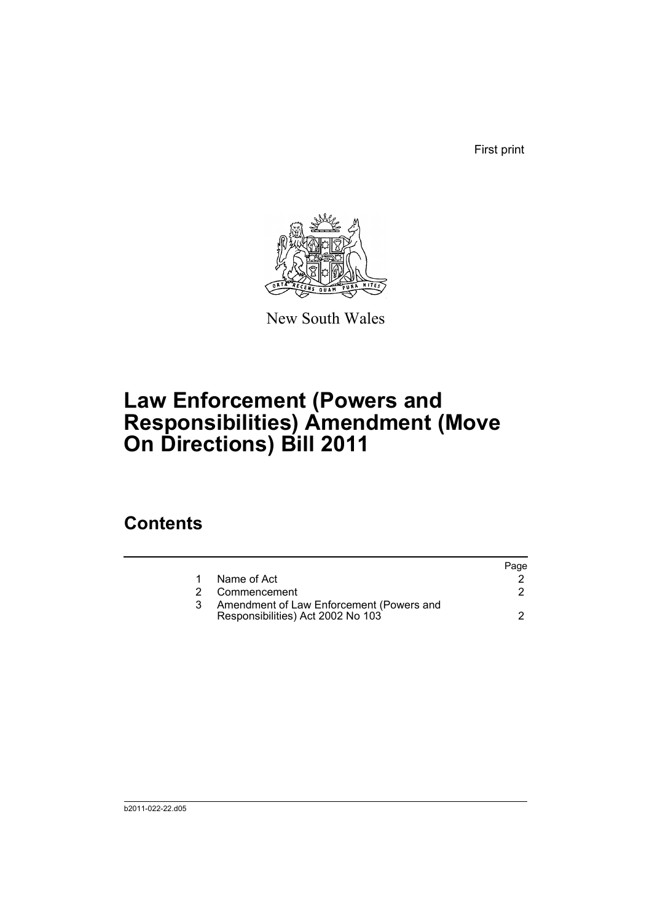First print

New South Wales

# Law Enforcement (Powers and Responsibilities) Amendment (Move On Directions) Bill 2011

## Contents

| | | Page |
|---|---|---|
| 1 | Name of Act | 2 |
| 2 | Commencement | 2 |
| 3 | Amendment of Law Enforcement (Powers and Responsibilities) Act 2002 No 103 | 2 |

b2011-022-22.d05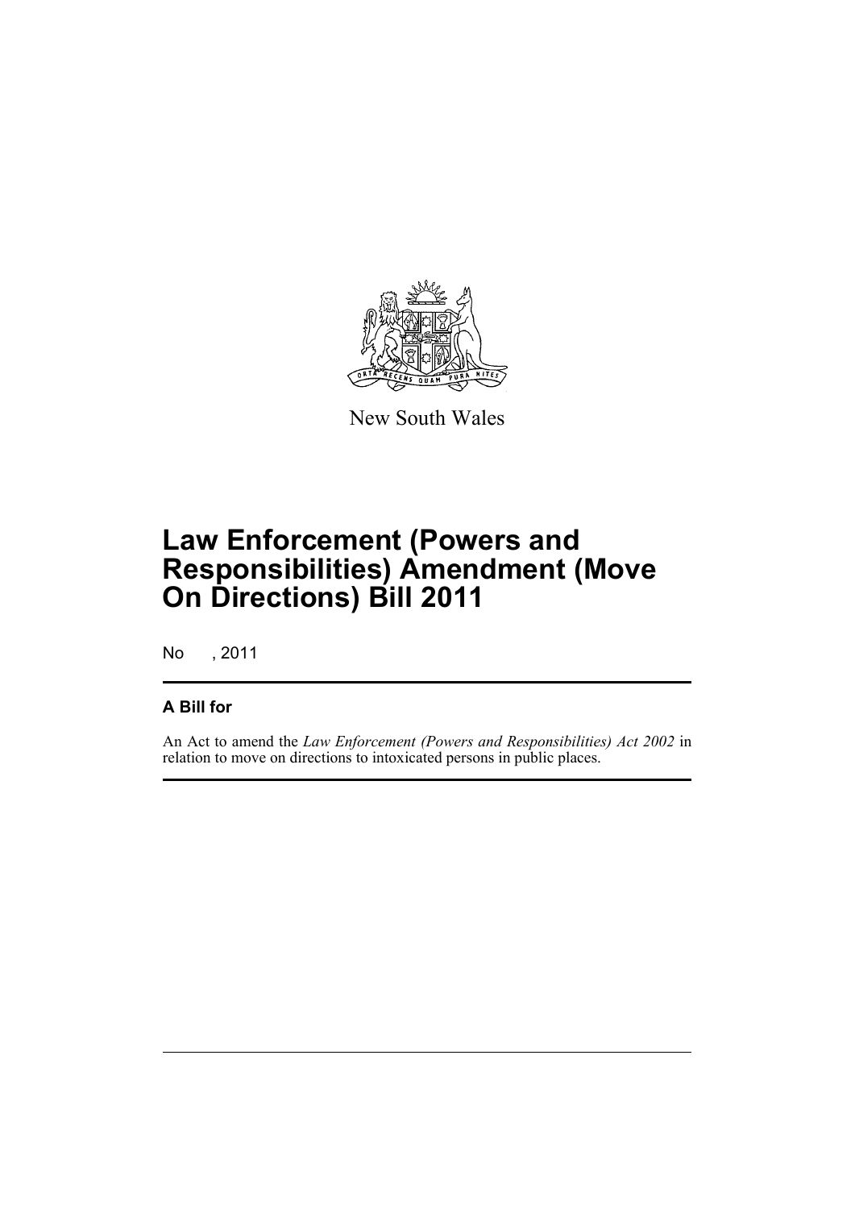New South Wales

# Law Enforcement (Powers and Responsibilities) Amendment (Move On Directions) Bill 2011

No , 2011

## A Bill for

An Act to amend the *Law Enforcement (Powers and Responsibilities) Act 2002* in relation to move on directions to intoxicated persons in public places.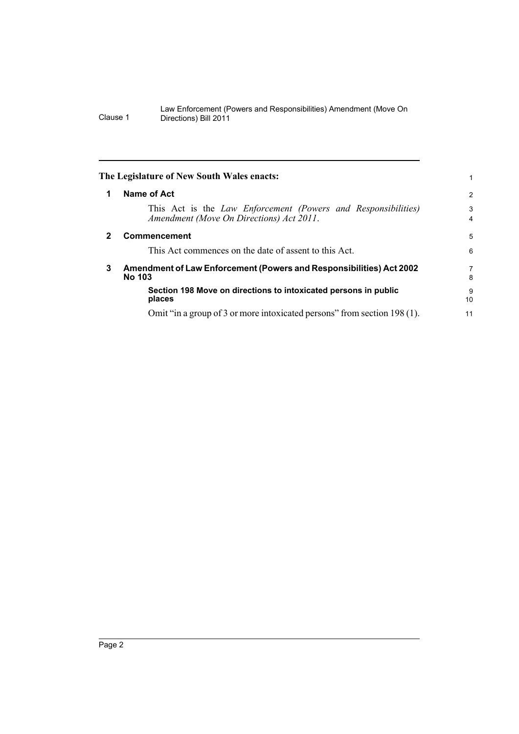The Legislature of New South Wales enacts:

## 1 Name of Act

This Act is the *Law Enforcement (Powers and Responsibilities) Amendment (Move On Directions) Act 2011*.

## 2 Commencement

This Act commences on the date of assent to this Act.

## 3 Amendment of Law Enforcement (Powers and Responsibilities) Act 2002 No 103

**Section 198 Move on directions to intoxicated persons in public places**

Omit "in a group of 3 or more intoxicated persons" from section 198 (1).